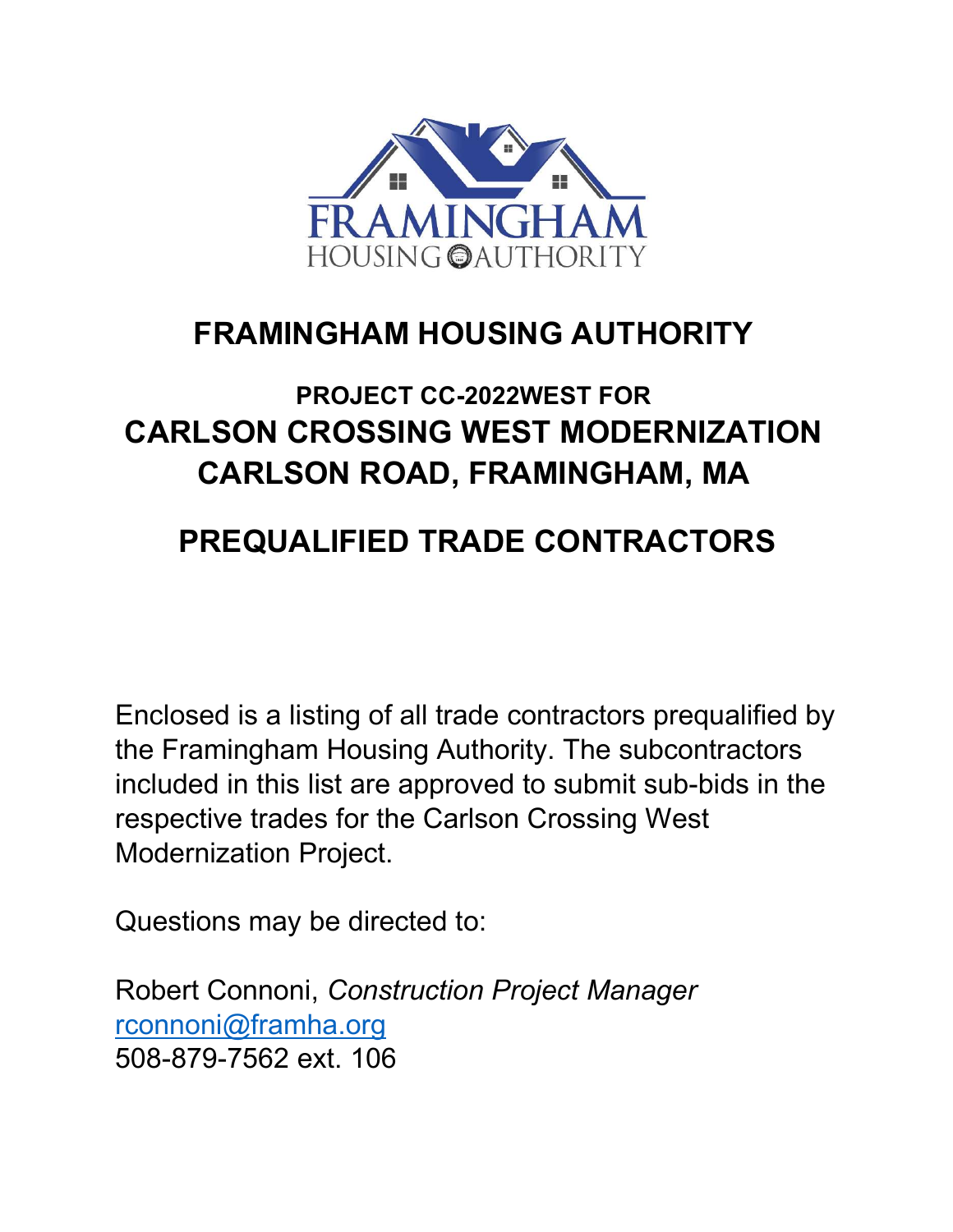# FRAMINGHAM HOUSING AUTHORITY

## PROJECT CC-2022WEST FOR
## CARLSON CROSSING WEST MODERNIZATION
## CARLSON ROAD, FRAMINGHAM, MA

## PREQUALIFIED TRADE CONTRACTORS

Enclosed is a listing of all trade contractors prequalified by the Framingham Housing Authority. The subcontractors included in this list are approved to submit sub-bids in the respective trades for the Carlson Crossing West Modernization Project.

Questions may be directed to:

Robert Connoni, *Construction Project Manager*
rconnoni@framha.org
508-879-7562 ext. 106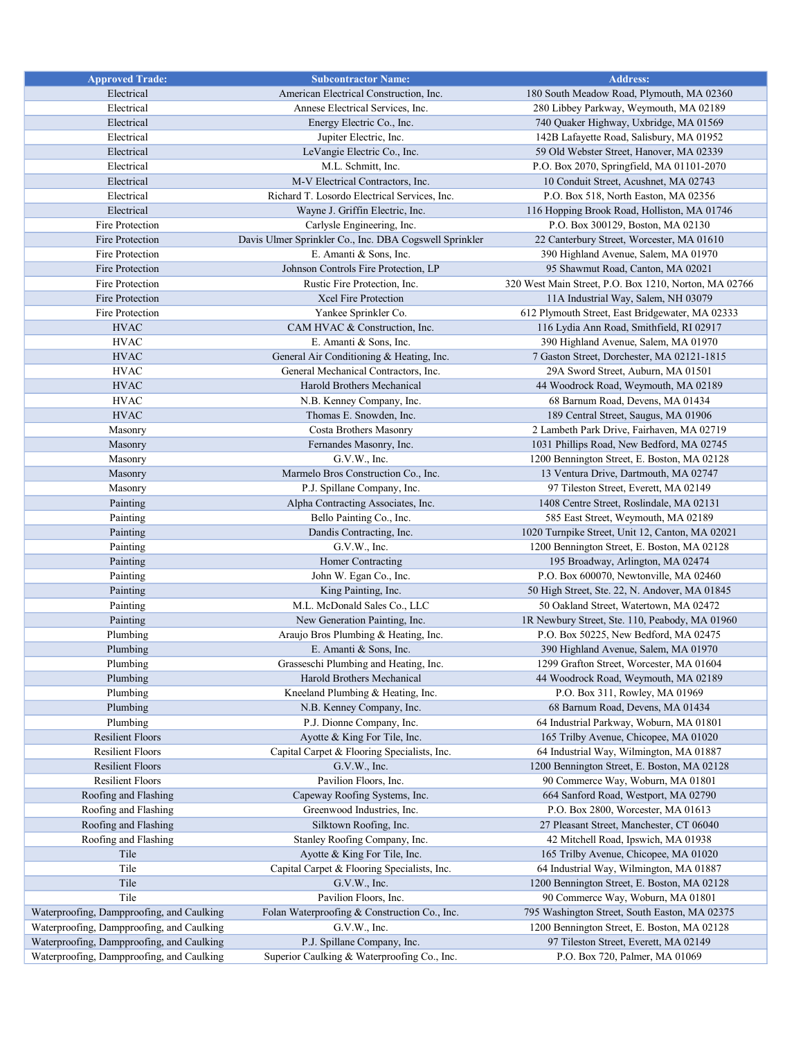| Approved Trade: | Subcontractor Name: | Address: |
|---|---|---|
| Electrical | American Electrical Construction, Inc. | 180 South Meadow Road, Plymouth, MA 02360 |
| Electrical | Annese Electrical Services, Inc. | 280 Libbey Parkway, Weymouth, MA 02189 |
| Electrical | Energy Electric Co., Inc. | 740 Quaker Highway, Uxbridge, MA 01569 |
| Electrical | Jupiter Electric, Inc. | 142B Lafayette Road, Salisbury, MA 01952 |
| Electrical | LeVangie Electric Co., Inc. | 59 Old Webster Street, Hanover, MA 02339 |
| Electrical | M.L. Schmitt, Inc. | P.O. Box 2070, Springfield, MA 01101-2070 |
| Electrical | M-V Electrical Contractors, Inc. | 10 Conduit Street, Acushnet, MA 02743 |
| Electrical | Richard T. Losordo Electrical Services, Inc. | P.O. Box 518, North Easton, MA 02356 |
| Electrical | Wayne J. Griffin Electric, Inc. | 116 Hopping Brook Road, Holliston, MA 01746 |
| Fire Protection | Carlysle Engineering, Inc. | P.O. Box 300129, Boston, MA 02130 |
| Fire Protection | Davis Ulmer Sprinkler Co., Inc. DBA Cogswell Sprinkler | 22 Canterbury Street, Worcester, MA 01610 |
| Fire Protection | E. Amanti & Sons, Inc. | 390 Highland Avenue, Salem, MA 01970 |
| Fire Protection | Johnson Controls Fire Protection, LP | 95 Shawmut Road, Canton, MA 02021 |
| Fire Protection | Rustic Fire Protection, Inc. | 320 West Main Street, P.O. Box 1210, Norton, MA 02766 |
| Fire Protection | Xcel Fire Protection | 11A Industrial Way, Salem, NH 03079 |
| Fire Protection | Yankee Sprinkler Co. | 612 Plymouth Street, East Bridgewater, MA 02333 |
| HVAC | CAM HVAC & Construction, Inc. | 116 Lydia Ann Road, Smithfield, RI 02917 |
| HVAC | E. Amanti & Sons, Inc. | 390 Highland Avenue, Salem, MA 01970 |
| HVAC | General Air Conditioning & Heating, Inc. | 7 Gaston Street, Dorchester, MA 02121-1815 |
| HVAC | General Mechanical Contractors, Inc. | 29A Sword Street, Auburn, MA 01501 |
| HVAC | Harold Brothers Mechanical | 44 Woodrock Road, Weymouth, MA 02189 |
| HVAC | N.B. Kenney Company, Inc. | 68 Barnum Road, Devens, MA 01434 |
| HVAC | Thomas E. Snowden, Inc. | 189 Central Street, Saugus, MA 01906 |
| Masonry | Costa Brothers Masonry | 2 Lambeth Park Drive, Fairhaven, MA 02719 |
| Masonry | Fernandes Masonry, Inc. | 1031 Phillips Road, New Bedford, MA 02745 |
| Masonry | G.V.W., Inc. | 1200 Bennington Street, E. Boston, MA 02128 |
| Masonry | Marmelo Bros Construction Co., Inc. | 13 Ventura Drive, Dartmouth, MA 02747 |
| Masonry | P.J. Spillane Company, Inc. | 97 Tileston Street, Everett, MA 02149 |
| Painting | Alpha Contracting Associates, Inc. | 1408 Centre Street, Roslindale, MA 02131 |
| Painting | Bello Painting Co., Inc. | 585 East Street, Weymouth, MA 02189 |
| Painting | Dandis Contracting, Inc. | 1020 Turnpike Street, Unit 12, Canton, MA 02021 |
| Painting | G.V.W., Inc. | 1200 Bennington Street, E. Boston, MA 02128 |
| Painting | Homer Contracting | 195 Broadway, Arlington, MA 02474 |
| Painting | John W. Egan Co., Inc. | P.O. Box 600070, Newtonville, MA 02460 |
| Painting | King Painting, Inc. | 50 High Street, Ste. 22, N. Andover, MA 01845 |
| Painting | M.L. McDonald Sales Co., LLC | 50 Oakland Street, Watertown, MA 02472 |
| Painting | New Generation Painting, Inc. | 1R Newbury Street, Ste. 110, Peabody, MA 01960 |
| Plumbing | Araujo Bros Plumbing & Heating, Inc. | P.O. Box 50225, New Bedford, MA 02475 |
| Plumbing | E. Amanti & Sons, Inc. | 390 Highland Avenue, Salem, MA 01970 |
| Plumbing | Grasseschi Plumbing and Heating, Inc. | 1299 Grafton Street, Worcester, MA 01604 |
| Plumbing | Harold Brothers Mechanical | 44 Woodrock Road, Weymouth, MA 02189 |
| Plumbing | Kneeland Plumbing & Heating, Inc. | P.O. Box 311, Rowley, MA 01969 |
| Plumbing | N.B. Kenney Company, Inc. | 68 Barnum Road, Devens, MA 01434 |
| Plumbing | P.J. Dionne Company, Inc. | 64 Industrial Parkway, Woburn, MA 01801 |
| Resilient Floors | Ayotte & King For Tile, Inc. | 165 Trilby Avenue, Chicopee, MA 01020 |
| Resilient Floors | Capital Carpet & Flooring Specialists, Inc. | 64 Industrial Way, Wilmington, MA 01887 |
| Resilient Floors | G.V.W., Inc. | 1200 Bennington Street, E. Boston, MA 02128 |
| Resilient Floors | Pavilion Floors, Inc. | 90 Commerce Way, Woburn, MA 01801 |
| Roofing and Flashing | Capeway Roofing Systems, Inc. | 664 Sanford Road, Westport, MA 02790 |
| Roofing and Flashing | Greenwood Industries, Inc. | P.O. Box 2800, Worcester, MA 01613 |
| Roofing and Flashing | Silktown Roofing, Inc. | 27 Pleasant Street, Manchester, CT 06040 |
| Roofing and Flashing | Stanley Roofing Company, Inc. | 42 Mitchell Road, Ipswich, MA 01938 |
| Tile | Ayotte & King For Tile, Inc. | 165 Trilby Avenue, Chicopee, MA 01020 |
| Tile | Capital Carpet & Flooring Specialists, Inc. | 64 Industrial Way, Wilmington, MA 01887 |
| Tile | G.V.W., Inc. | 1200 Bennington Street, E. Boston, MA 02128 |
| Tile | Pavilion Floors, Inc. | 90 Commerce Way, Woburn, MA 01801 |
| Waterproofing, Dampproofing, and Caulking | Folan Waterproofing & Construction Co., Inc. | 795 Washington Street, South Easton, MA 02375 |
| Waterproofing, Dampproofing, and Caulking | G.V.W., Inc. | 1200 Bennington Street, E. Boston, MA 02128 |
| Waterproofing, Dampproofing, and Caulking | P.J. Spillane Company, Inc. | 97 Tileston Street, Everett, MA 02149 |
| Waterproofing, Dampproofing, and Caulking | Superior Caulking & Waterproofing Co., Inc. | P.O. Box 720, Palmer, MA 01069 |